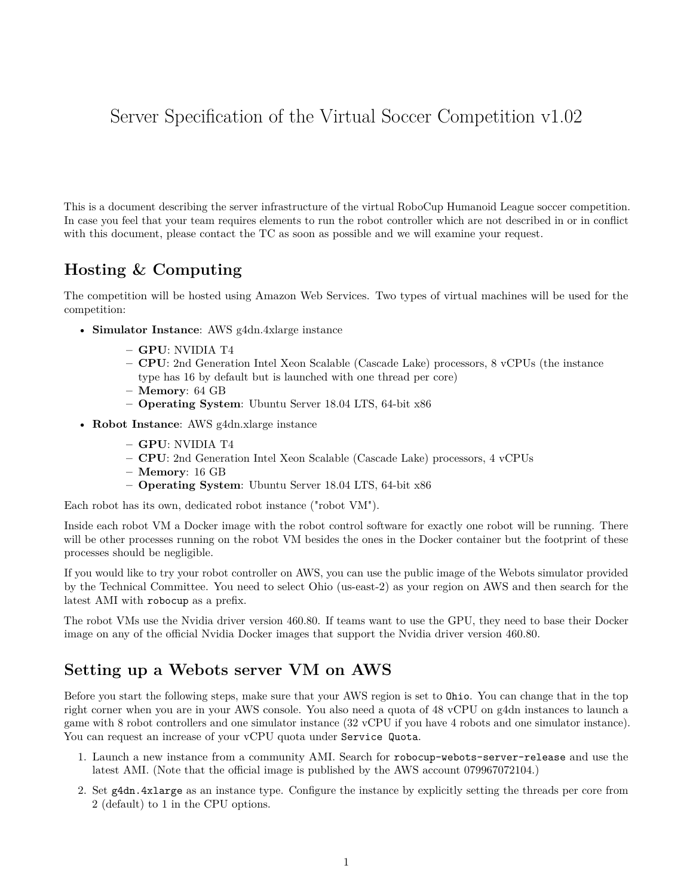# Server Specification of the Virtual Soccer Competition v1.02

This is a document describing the server infrastructure of the virtual RoboCup Humanoid League soccer competition. In case you feel that your team requires elements to run the robot controller which are not described in or in conflict with this document, please contact the TC as soon as possible and we will examine your request.

## Hosting & Computing

The competition will be hosted using Amazon Web Services. Two types of virtual machines will be used for the competition:

- **Simulator Instance**: AWS g4dn.4xlarge instance
  - **GPU**: NVIDIA T4
  - **CPU**: 2nd Generation Intel Xeon Scalable (Cascade Lake) processors, 8 vCPUs (the instance type has 16 by default but is launched with one thread per core)
  - **Memory**: 64 GB
  - **Operating System**: Ubuntu Server 18.04 LTS, 64-bit x86
- **Robot Instance**: AWS g4dn.xlarge instance
  - **GPU**: NVIDIA T4
  - **CPU**: 2nd Generation Intel Xeon Scalable (Cascade Lake) processors, 4 vCPUs
  - **Memory**: 16 GB
  - **Operating System**: Ubuntu Server 18.04 LTS, 64-bit x86

Each robot has its own, dedicated robot instance ("robot VM").

Inside each robot VM a Docker image with the robot control software for exactly one robot will be running. There will be other processes running on the robot VM besides the ones in the Docker container but the footprint of these processes should be negligible.

If you would like to try your robot controller on AWS, you can use the public image of the Webots simulator provided by the Technical Committee. You need to select Ohio (us-east-2) as your region on AWS and then search for the latest AMI with `robocup` as a prefix.

The robot VMs use the Nvidia driver version 460.80. If teams want to use the GPU, they need to base their Docker image on any of the official Nvidia Docker images that support the Nvidia driver version 460.80.

## Setting up a Webots server VM on AWS

Before you start the following steps, make sure that your AWS region is set to `Ohio`. You can change that in the top right corner when you are in your AWS console. You also need a quota of 48 vCPU on g4dn instances to launch a game with 8 robot controllers and one simulator instance (32 vCPU if you have 4 robots and one simulator instance). You can request an increase of your vCPU quota under `Service Quota`.

1. Launch a new instance from a community AMI. Search for `robocup-webots-server-release` and use the latest AMI. (Note that the official image is published by the AWS account 079967072104.)
2. Set `g4dn.4xlarge` as an instance type. Configure the instance by explicitly setting the threads per core from 2 (default) to 1 in the CPU options.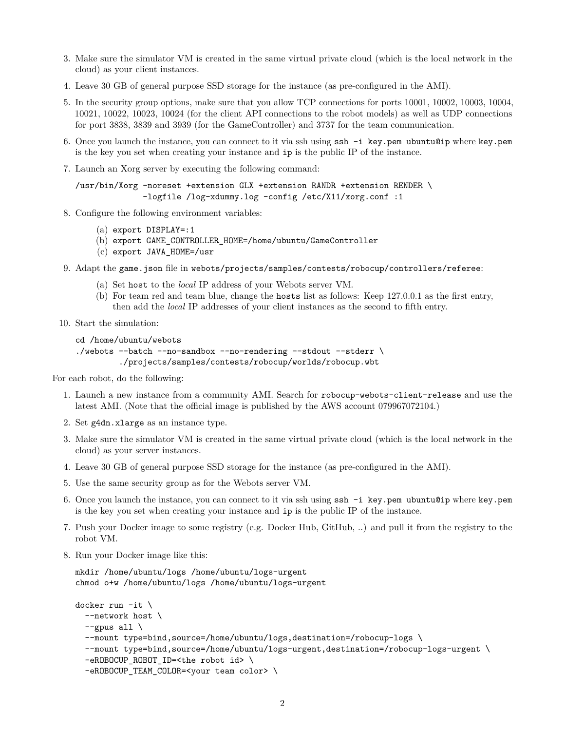3. Make sure the simulator VM is created in the same virtual private cloud (which is the local network in the cloud) as your client instances.
4. Leave 30 GB of general purpose SSD storage for the instance (as pre-configured in the AMI).
5. In the security group options, make sure that you allow TCP connections for ports 10001, 10002, 10003, 10004, 10021, 10022, 10023, 10024 (for the client API connections to the robot models) as well as UDP connections for port 3838, 3839 and 3939 (for the GameController) and 3737 for the team communication.
6. Once you launch the instance, you can connect to it via ssh using `ssh -i key.pem ubuntu@ip` where `key.pem` is the key you set when creating your instance and `ip` is the public IP of the instance.
7. Launch an Xorg server by executing the following command:

   ```
   /usr/bin/Xorg -noreset +extension GLX +extension RANDR +extension RENDER \
                 -logfile /log-xdummy.log -config /etc/X11/xorg.conf :1
   ```

8. Configure the following environment variables:
   (a) `export DISPLAY=:1`
   (b) `export GAME_CONTROLLER_HOME=/home/ubuntu/GameController`
   (c) `export JAVA_HOME=/usr`
9. Adapt the `game.json` file in `webots/projects/samples/contests/robocup/controllers/referee`:
   (a) Set `host` to the *local* IP address of your Webots server VM.
   (b) For team red and team blue, change the `hosts` list as follows: Keep 127.0.0.1 as the first entry, then add the *local* IP addresses of your client instances as the second to fifth entry.
10. Start the simulation:

    ```
    cd /home/ubuntu/webots
    ./webots --batch --no-sandbox --no-rendering --stdout --stderr \
            ./projects/samples/contests/robocup/worlds/robocup.wbt
    ```

For each robot, do the following:

1. Launch a new instance from a community AMI. Search for `robocup-webots-client-release` and use the latest AMI. (Note that the official image is published by the AWS account 079967072104.)
2. Set `g4dn.xlarge` as an instance type.
3. Make sure the simulator VM is created in the same virtual private cloud (which is the local network in the cloud) as your server instances.
4. Leave 30 GB of general purpose SSD storage for the instance (as pre-configured in the AMI).
5. Use the same security group as for the Webots server VM.
6. Once you launch the instance, you can connect to it via ssh using `ssh -i key.pem ubuntu@ip` where `key.pem` is the key you set when creating your instance and `ip` is the public IP of the instance.
7. Push your Docker image to some registry (e.g. Docker Hub, GitHub, ..) and pull it from the registry to the robot VM.
8. Run your Docker image like this:

   ```
   mkdir /home/ubuntu/logs /home/ubuntu/logs-urgent
   chmod o+w /home/ubuntu/logs /home/ubuntu/logs-urgent

   docker run -it \
     --network host \
     --gpus all \
     --mount type=bind,source=/home/ubuntu/logs,destination=/robocup-logs \
     --mount type=bind,source=/home/ubuntu/logs-urgent,destination=/robocup-logs-urgent \
     -eROBOCUP_ROBOT_ID=<the robot id> \
     -eROBOCUP_TEAM_COLOR=<your team color> \
   ```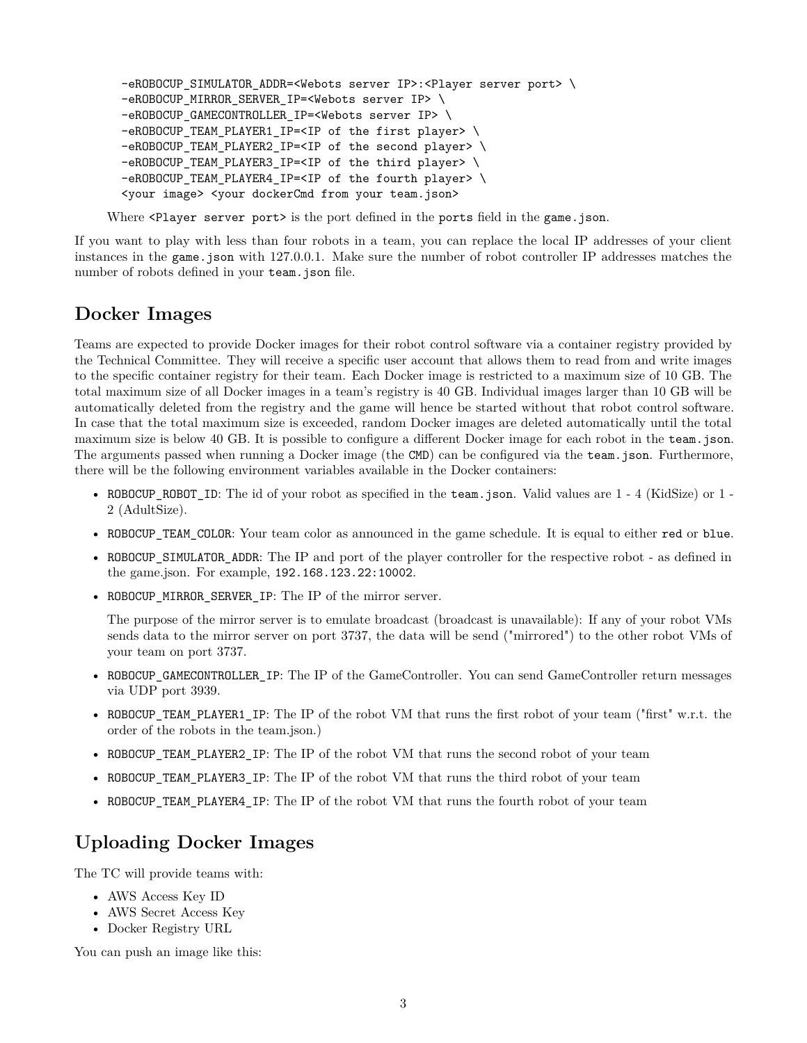```
-eROBOCUP_SIMULATOR_ADDR=<Webots server IP>:<Player server port> \
-eROBOCUP_MIRROR_SERVER_IP=<Webots server IP> \
-eROBOCUP_GAMECONTROLLER_IP=<Webots server IP> \
-eROBOCUP_TEAM_PLAYER1_IP=<IP of the first player> \
-eROBOCUP_TEAM_PLAYER2_IP=<IP of the second player> \
-eROBOCUP_TEAM_PLAYER3_IP=<IP of the third player> \
-eROBOCUP_TEAM_PLAYER4_IP=<IP of the fourth player> \
<your image> <your dockerCmd from your team.json>
```

Where `<Player server port>` is the port defined in the `ports` field in the `game.json`.

If you want to play with less than four robots in a team, you can replace the local IP addresses of your client instances in the `game.json` with 127.0.0.1. Make sure the number of robot controller IP addresses matches the number of robots defined in your `team.json` file.

## Docker Images

Teams are expected to provide Docker images for their robot control software via a container registry provided by the Technical Committee. They will receive a specific user account that allows them to read from and write images to the specific container registry for their team. Each Docker image is restricted to a maximum size of 10 GB. The total maximum size of all Docker images in a team's registry is 40 GB. Individual images larger than 10 GB will be automatically deleted from the registry and the game will hence be started without that robot control software. In case that the total maximum size is exceeded, random Docker images are deleted automatically until the total maximum size is below 40 GB. It is possible to configure a different Docker image for each robot in the `team.json`. The arguments passed when running a Docker image (the `CMD`) can be configured via the `team.json`. Furthermore, there will be the following environment variables available in the Docker containers:

- `ROBOCUP_ROBOT_ID`: The id of your robot as specified in the `team.json`. Valid values are 1 - 4 (KidSize) or 1 - 2 (AdultSize).
- `ROBOCUP_TEAM_COLOR`: Your team color as announced in the game schedule. It is equal to either `red` or `blue`.
- `ROBOCUP_SIMULATOR_ADDR`: The IP and port of the player controller for the respective robot - as defined in the game.json. For example, `192.168.123.22:10002`.
- `ROBOCUP_MIRROR_SERVER_IP`: The IP of the mirror server.

  The purpose of the mirror server is to emulate broadcast (broadcast is unavailable): If any of your robot VMs sends data to the mirror server on port 3737, the data will be send ("mirrored") to the other robot VMs of your team on port 3737.

- `ROBOCUP_GAMECONTROLLER_IP`: The IP of the GameController. You can send GameController return messages via UDP port 3939.
- `ROBOCUP_TEAM_PLAYER1_IP`: The IP of the robot VM that runs the first robot of your team ("first" w.r.t. the order of the robots in the team.json.)
- `ROBOCUP_TEAM_PLAYER2_IP`: The IP of the robot VM that runs the second robot of your team
- `ROBOCUP_TEAM_PLAYER3_IP`: The IP of the robot VM that runs the third robot of your team
- `ROBOCUP_TEAM_PLAYER4_IP`: The IP of the robot VM that runs the fourth robot of your team

## Uploading Docker Images

The TC will provide teams with:

- AWS Access Key ID
- AWS Secret Access Key
- Docker Registry URL

You can push an image like this: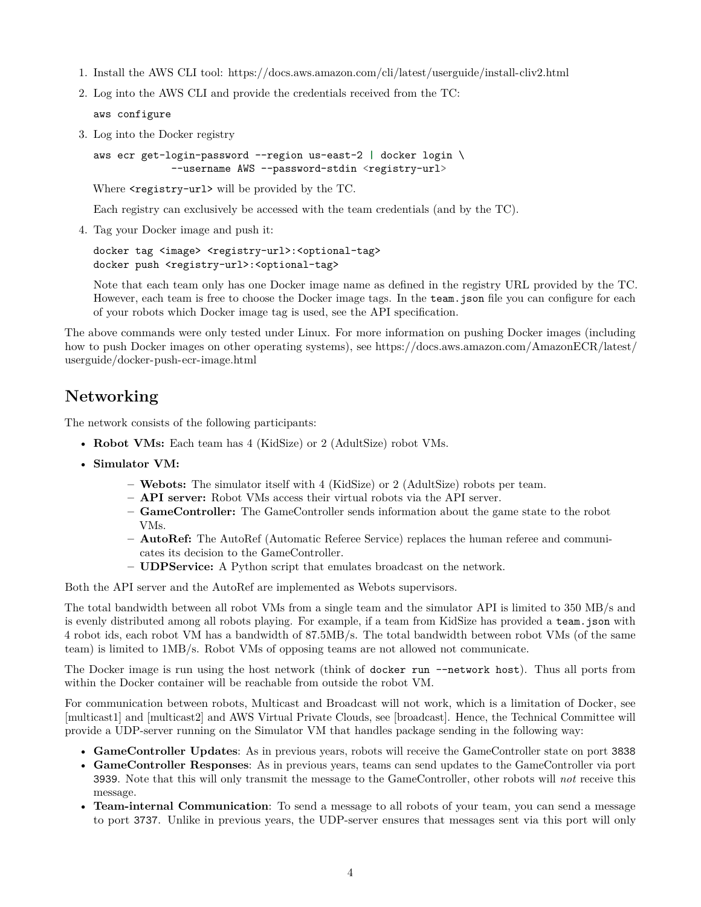1. Install the AWS CLI tool: https://docs.aws.amazon.com/cli/latest/userguide/install-cliv2.html
2. Log into the AWS CLI and provide the credentials received from the TC:

   ```
   aws configure
   ```

3. Log into the Docker registry

   ```
   aws ecr get-login-password --region us-east-2 | docker login \
               --username AWS --password-stdin <registry-url>
   ```

   Where `<registry-url>` will be provided by the TC.

   Each registry can exclusively be accessed with the team credentials (and by the TC).

4. Tag your Docker image and push it:

   ```
   docker tag <image> <registry-url>:<optional-tag>
   docker push <registry-url>:<optional-tag>
   ```

   Note that each team only has one Docker image name as defined in the registry URL provided by the TC. However, each team is free to choose the Docker image tags. In the `team.json` file you can configure for each of your robots which Docker image tag is used, see the API specification.

The above commands were only tested under Linux. For more information on pushing Docker images (including how to push Docker images on other operating systems), see https://docs.aws.amazon.com/AmazonECR/latest/userguide/docker-push-ecr-image.html

## Networking

The network consists of the following participants:

- **Robot VMs:** Each team has 4 (KidSize) or 2 (AdultSize) robot VMs.
- **Simulator VM:**
  - **Webots:** The simulator itself with 4 (KidSize) or 2 (AdultSize) robots per team.
  - **API server:** Robot VMs access their virtual robots via the API server.
  - **GameController:** The GameController sends information about the game state to the robot VMs.
  - **AutoRef:** The AutoRef (Automatic Referee Service) replaces the human referee and communicates its decision to the GameController.
  - **UDPService:** A Python script that emulates broadcast on the network.

Both the API server and the AutoRef are implemented as Webots supervisors.

The total bandwidth between all robot VMs from a single team and the simulator API is limited to 350 MB/s and is evenly distributed among all robots playing. For example, if a team from KidSize has provided a `team.json` with 4 robot ids, each robot VM has a bandwidth of 87.5MB/s. The total bandwidth between robot VMs (of the same team) is limited to 1MB/s. Robot VMs of opposing teams are not allowed not communicate.

The Docker image is run using the host network (think of `docker run --network host`). Thus all ports from within the Docker container will be reachable from outside the robot VM.

For communication between robots, Multicast and Broadcast will not work, which is a limitation of Docker, see [multicast1] and [multicast2] and AWS Virtual Private Clouds, see [broadcast]. Hence, the Technical Committee will provide a UDP-server running on the Simulator VM that handles package sending in the following way:

- **GameController Updates**: As in previous years, robots will receive the GameController state on port `3838`
- **GameController Responses**: As in previous years, teams can send updates to the GameController via port `3939`. Note that this will only transmit the message to the GameController, other robots will *not* receive this message.
- **Team-internal Communication**: To send a message to all robots of your team, you can send a message to port `3737`. Unlike in previous years, the UDP-server ensures that messages sent via this port will only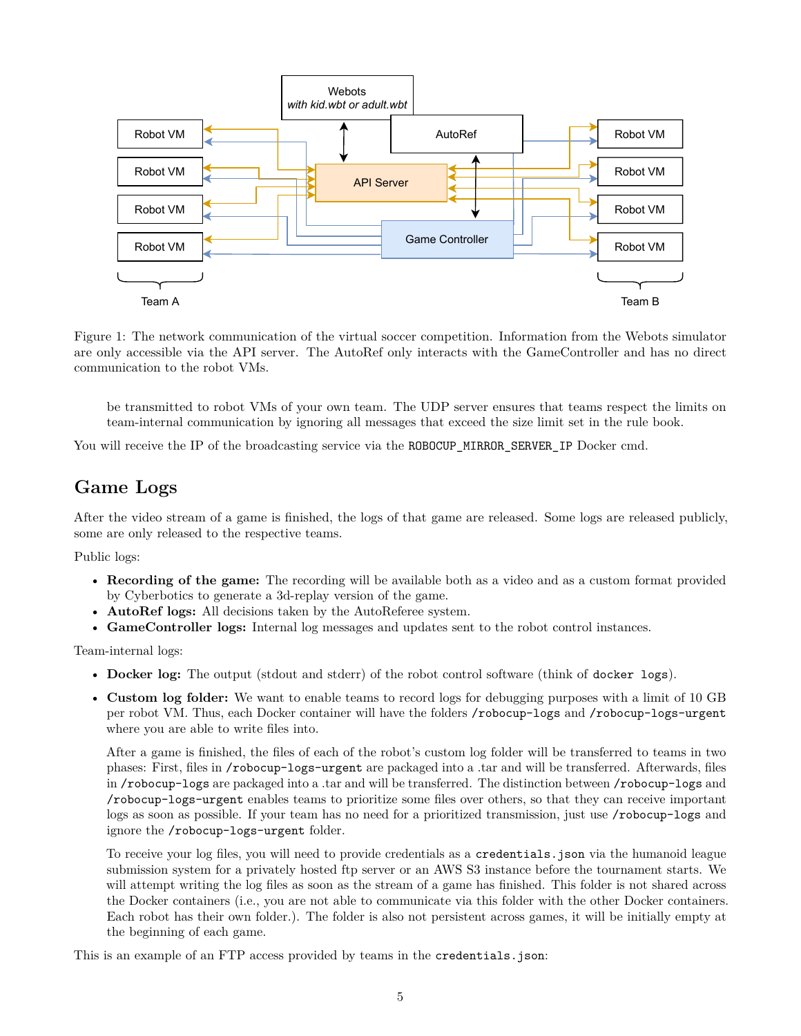Figure 1: The network communication of the virtual soccer competition. Information from the Webots simulator are only accessible via the API server. The AutoRef only interacts with the GameController and has no direct communication to the robot VMs.

be transmitted to robot VMs of your own team. The UDP server ensures that teams respect the limits on team-internal communication by ignoring all messages that exceed the size limit set in the rule book.

You will receive the IP of the broadcasting service via the `ROBOCUP_MIRROR_SERVER_IP` Docker cmd.

## Game Logs

After the video stream of a game is finished, the logs of that game are released. Some logs are released publicly, some are only released to the respective teams.

Public logs:

- **Recording of the game:** The recording will be available both as a video and as a custom format provided by Cyberbotics to generate a 3d-replay version of the game.
- **AutoRef logs:** All decisions taken by the AutoReferee system.
- **GameController logs:** Internal log messages and updates sent to the robot control instances.

Team-internal logs:

- **Docker log:** The output (stdout and stderr) of the robot control software (think of `docker logs`).
- **Custom log folder:** We want to enable teams to record logs for debugging purposes with a limit of 10 GB per robot VM. Thus, each Docker container will have the folders `/robocup-logs` and `/robocup-logs-urgent` where you are able to write files into.

  After a game is finished, the files of each of the robot's custom log folder will be transferred to teams in two phases: First, files in `/robocup-logs-urgent` are packaged into a .tar and will be transferred. Afterwards, files in `/robocup-logs` are packaged into a .tar and will be transferred. The distinction between `/robocup-logs` and `/robocup-logs-urgent` enables teams to prioritize some files over others, so that they can receive important logs as soon as possible. If your team has no need for a prioritized transmission, just use `/robocup-logs` and ignore the `/robocup-logs-urgent` folder.

  To receive your log files, you will need to provide credentials as a `credentials.json` via the humanoid league submission system for a privately hosted ftp server or an AWS S3 instance before the tournament starts. We will attempt writing the log files as soon as the stream of a game has finished. This folder is not shared across the Docker containers (i.e., you are not able to communicate via this folder with the other Docker containers. Each robot has their own folder.). The folder is also not persistent across games, it will be initially empty at the beginning of each game.

This is an example of an FTP access provided by teams in the `credentials.json`: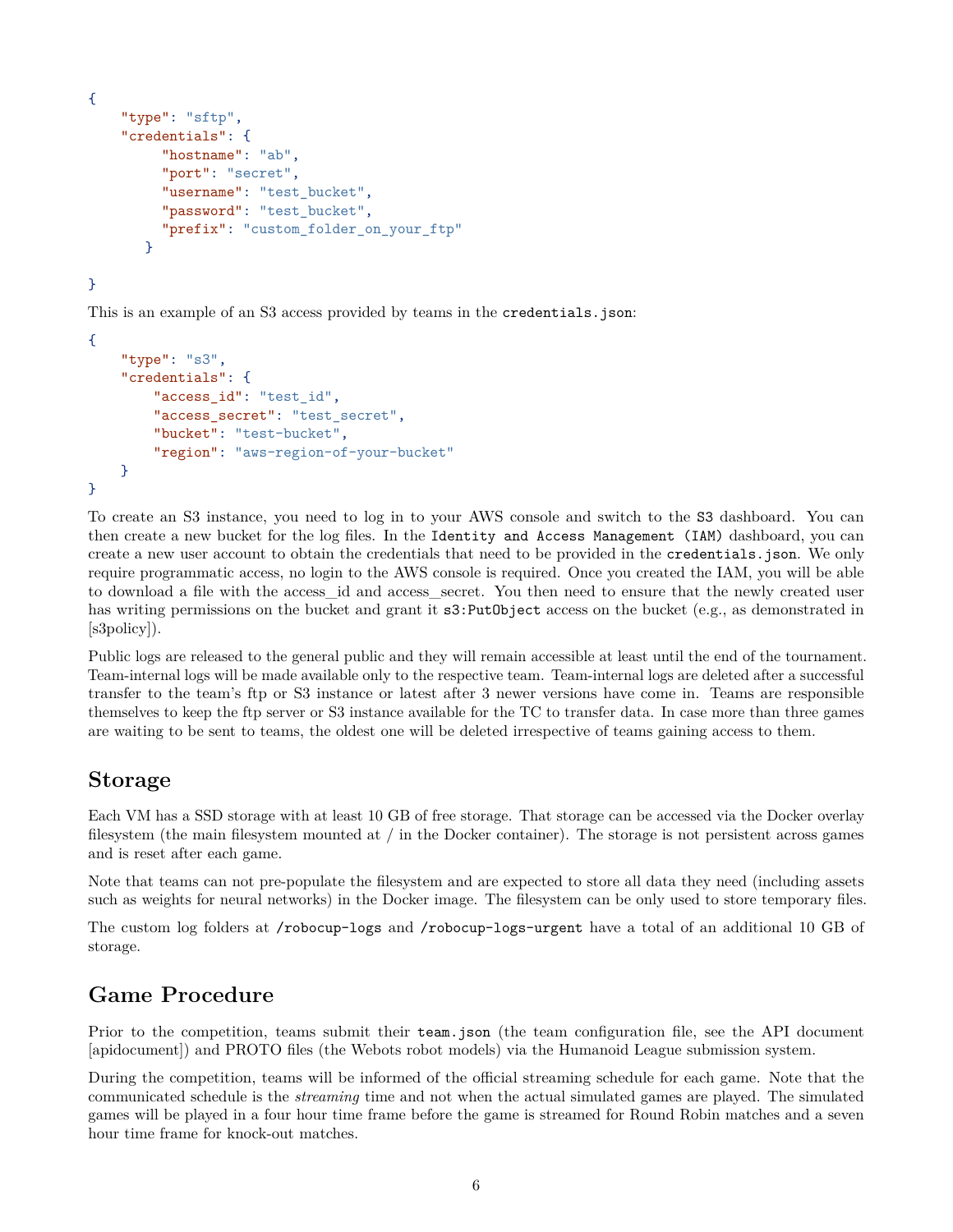```
{
    "type": "sftp",
    "credentials": {
         "hostname": "ab",
         "port": "secret",
         "username": "test_bucket",
         "password": "test_bucket",
         "prefix": "custom_folder_on_your_ftp"
       }

}
```

This is an example of an S3 access provided by teams in the `credentials.json`:

```
{
    "type": "s3",
    "credentials": {
        "access_id": "test_id",
        "access_secret": "test_secret",
        "bucket": "test-bucket",
        "region": "aws-region-of-your-bucket"
    }
}
```

To create an S3 instance, you need to log in to your AWS console and switch to the `S3` dashboard. You can then create a new bucket for the log files. In the `Identity and Access Management (IAM)` dashboard, you can create a new user account to obtain the credentials that need to be provided in the `credentials.json`. We only require programmatic access, no login to the AWS console is required. Once you created the IAM, you will be able to download a file with the access_id and access_secret. You then need to ensure that the newly created user has writing permissions on the bucket and grant it `s3:PutObject` access on the bucket (e.g., as demonstrated in [s3policy]).

Public logs are released to the general public and they will remain accessible at least until the end of the tournament. Team-internal logs will be made available only to the respective team. Team-internal logs are deleted after a successful transfer to the team's ftp or S3 instance or latest after 3 newer versions have come in. Teams are responsible themselves to keep the ftp server or S3 instance available for the TC to transfer data. In case more than three games are waiting to be sent to teams, the oldest one will be deleted irrespective of teams gaining access to them.

## Storage

Each VM has a SSD storage with at least 10 GB of free storage. That storage can be accessed via the Docker overlay filesystem (the main filesystem mounted at / in the Docker container). The storage is not persistent across games and is reset after each game.

Note that teams can not pre-populate the filesystem and are expected to store all data they need (including assets such as weights for neural networks) in the Docker image. The filesystem can be only used to store temporary files.

The custom log folders at `/robocup-logs` and `/robocup-logs-urgent` have a total of an additional 10 GB of storage.

## Game Procedure

Prior to the competition, teams submit their `team.json` (the team configuration file, see the API document [apidocument]) and PROTO files (the Webots robot models) via the Humanoid League submission system.

During the competition, teams will be informed of the official streaming schedule for each game. Note that the communicated schedule is the *streaming* time and not when the actual simulated games are played. The simulated games will be played in a four hour time frame before the game is streamed for Round Robin matches and a seven hour time frame for knock-out matches.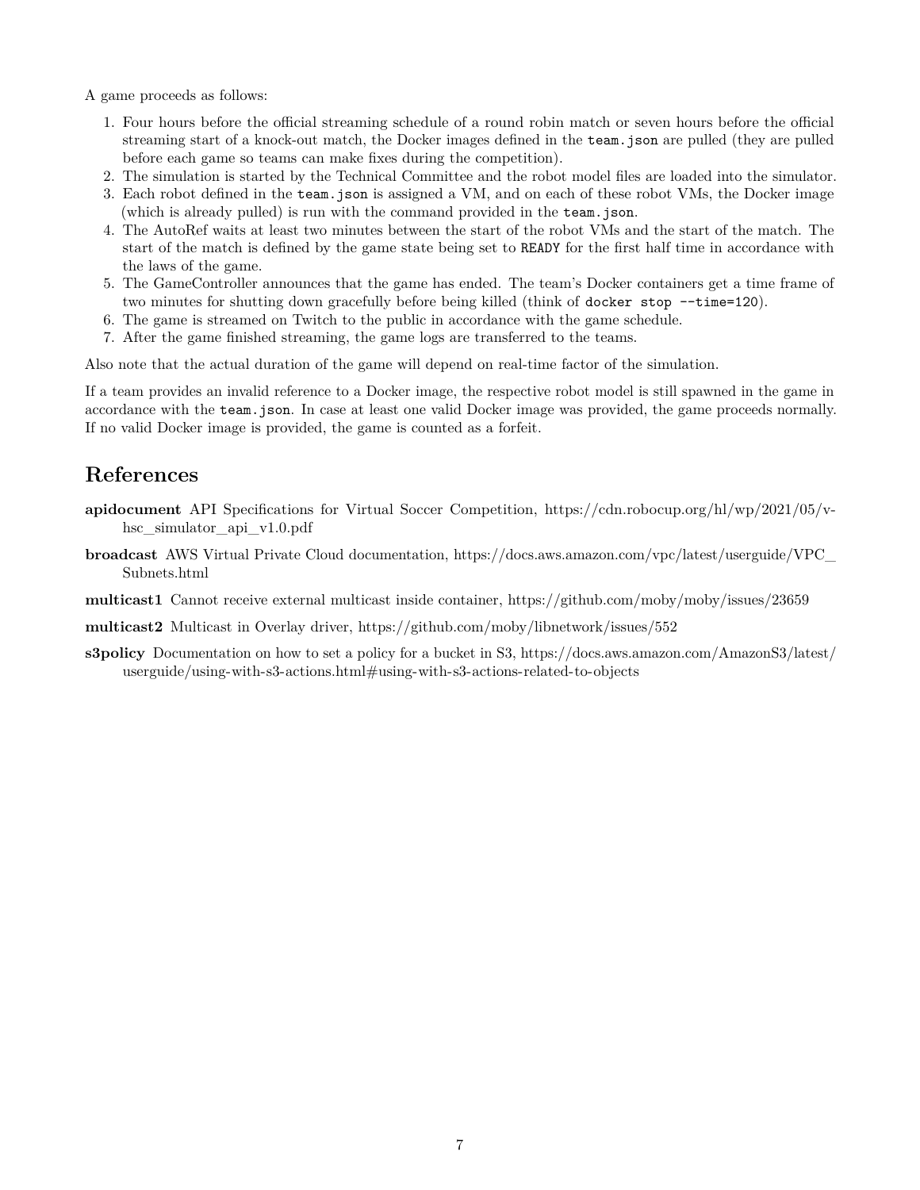A game proceeds as follows:

1. Four hours before the official streaming schedule of a round robin match or seven hours before the official streaming start of a knock-out match, the Docker images defined in the `team.json` are pulled (they are pulled before each game so teams can make fixes during the competition).
2. The simulation is started by the Technical Committee and the robot model files are loaded into the simulator.
3. Each robot defined in the `team.json` is assigned a VM, and on each of these robot VMs, the Docker image (which is already pulled) is run with the command provided in the `team.json`.
4. The AutoRef waits at least two minutes between the start of the robot VMs and the start of the match. The start of the match is defined by the game state being set to `READY` for the first half time in accordance with the laws of the game.
5. The GameController announces that the game has ended. The team's Docker containers get a time frame of two minutes for shutting down gracefully before being killed (think of `docker stop --time=120`).
6. The game is streamed on Twitch to the public in accordance with the game schedule.
7. After the game finished streaming, the game logs are transferred to the teams.

Also note that the actual duration of the game will depend on real-time factor of the simulation.

If a team provides an invalid reference to a Docker image, the respective robot model is still spawned in the game in accordance with the `team.json`. In case at least one valid Docker image was provided, the game proceeds normally. If no valid Docker image is provided, the game is counted as a forfeit.

## References

**apidocument** API Specifications for Virtual Soccer Competition, https://cdn.robocup.org/hl/wp/2021/05/v-hsc_simulator_api_v1.0.pdf

**broadcast** AWS Virtual Private Cloud documentation, https://docs.aws.amazon.com/vpc/latest/userguide/VPC_Subnets.html

**multicast1** Cannot receive external multicast inside container, https://github.com/moby/moby/issues/23659

**multicast2** Multicast in Overlay driver, https://github.com/moby/libnetwork/issues/552

**s3policy** Documentation on how to set a policy for a bucket in S3, https://docs.aws.amazon.com/AmazonS3/latest/userguide/using-with-s3-actions.html#using-with-s3-actions-related-to-objects